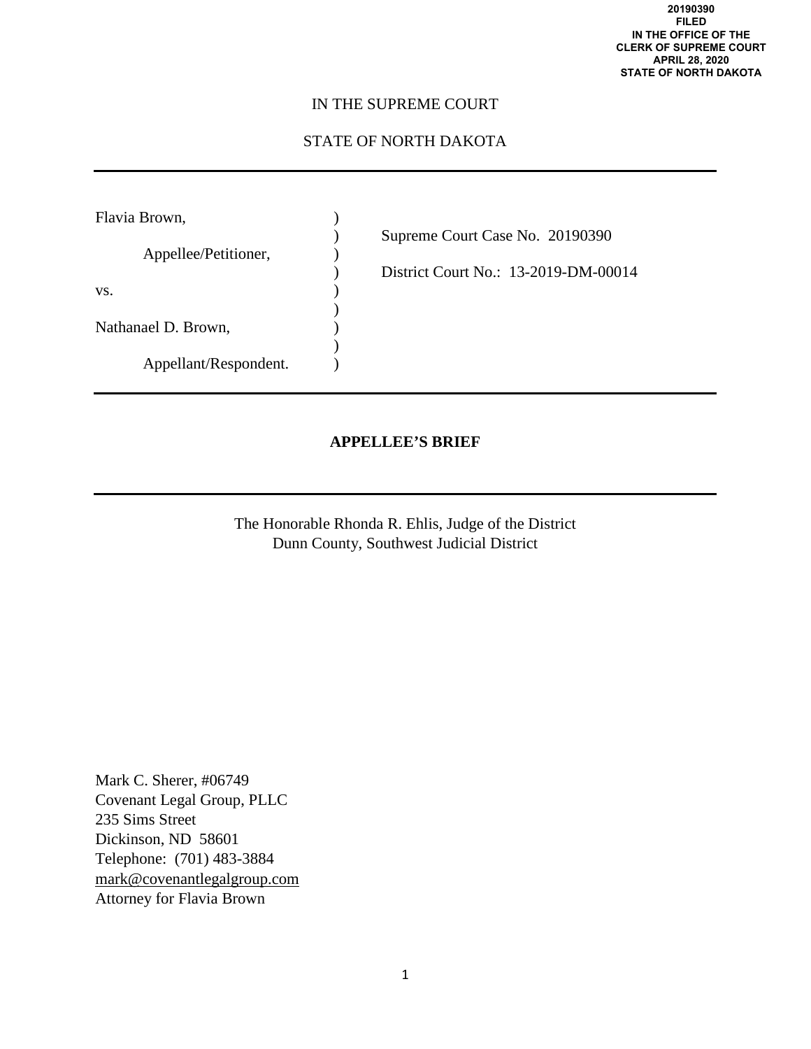20190390
FILED
IN THE OFFICE OF THE
CLERK OF SUPREME COURT
APRIL 28, 2020
STATE OF NORTH DAKOTA

IN THE SUPREME COURT

STATE OF NORTH DAKOTA

---

| | | |
|---|---|---|
| Flavia Brown, | ) | |
| | ) | Supreme Court Case No. 20190390 |
| Appellee/Petitioner, | ) | |
| | ) | District Court No.: 13-2019-DM-00014 |
| vs. | ) | |
| | ) | |
| Nathanael D. Brown, | ) | |
| | ) | |
| Appellant/Respondent. | ) | |

---

**APPELLEE'S BRIEF**

---

The Honorable Rhonda R. Ehlis, Judge of the District
Dunn County, Southwest Judicial District

Mark C. Sherer, #06749
Covenant Legal Group, PLLC
235 Sims Street
Dickinson, ND 58601
Telephone: (701) 483-3884
mark@covenantlegalgroup.com
Attorney for Flavia Brown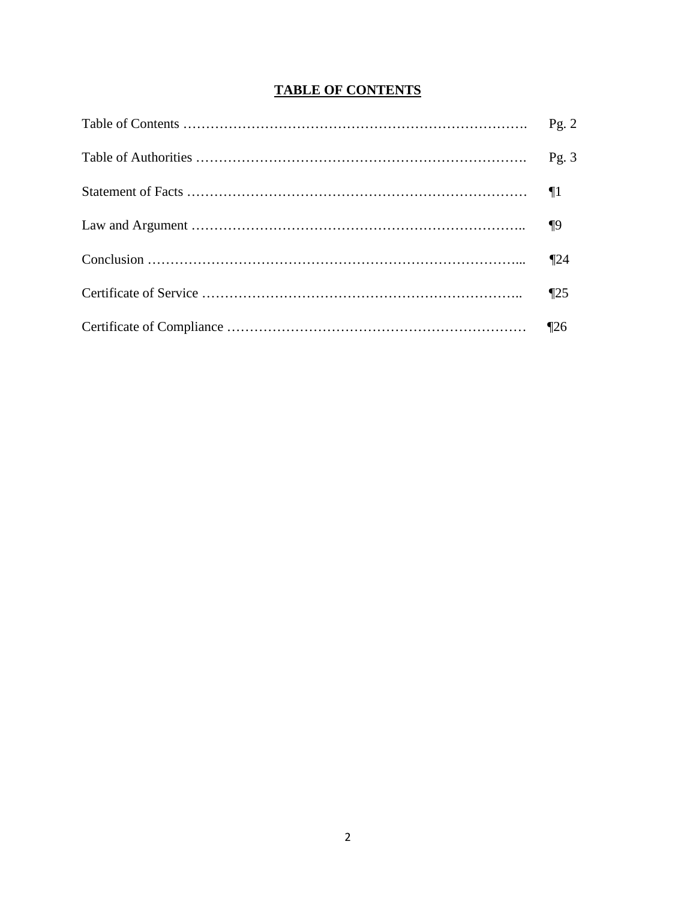# TABLE OF CONTENTS

| | |
|---|---|
| Table of Contents ………………………………………………………………. | Pg. 2 |
| Table of Authorities ……………………………………………………………. | Pg. 3 |
| Statement of Facts ……………………………………………………………… | ¶1 |
| Law and Argument …………………………………………………………….. | ¶9 |
| Conclusion …………………………………………………………………….... | ¶24 |
| Certificate of Service ………………………………………………………….. | ¶25 |
| Certificate of Compliance ……………………………………………………… | ¶26 |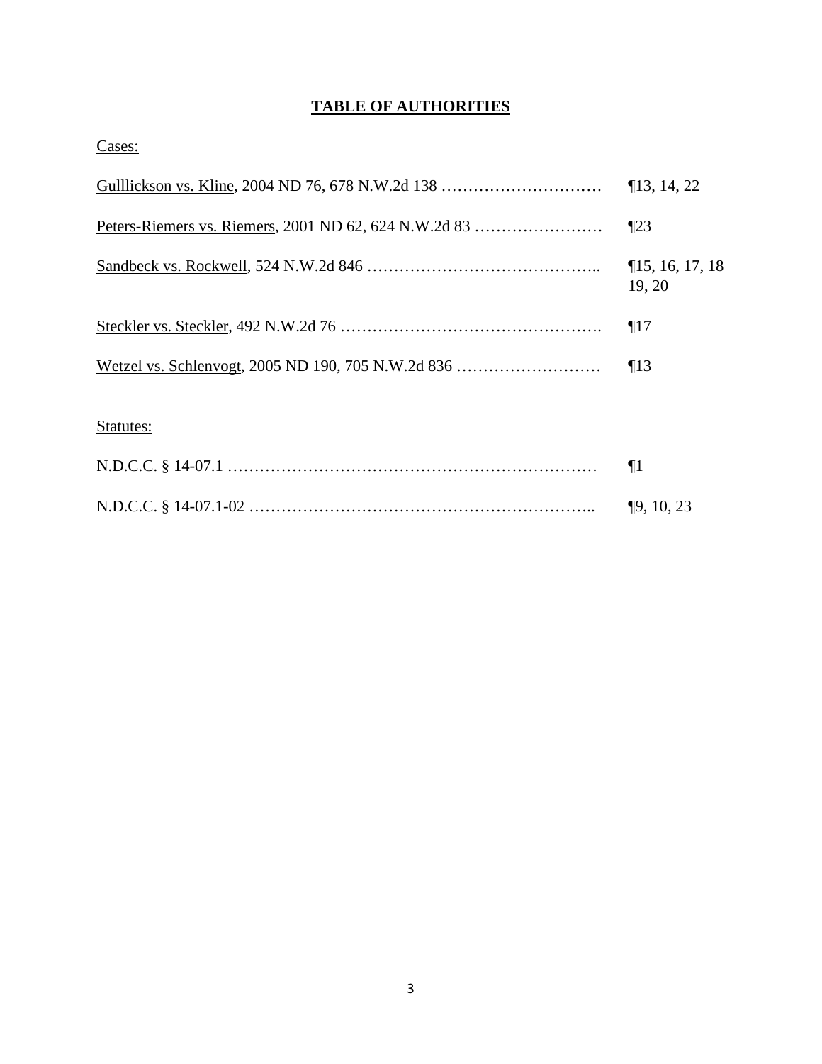## TABLE OF AUTHORITIES

Cases:

| | |
|---|---|
| Gulllickson vs. Kline, 2004 ND 76, 678 N.W.2d 138 …………………………. | ¶13, 14, 22 |
| Peters-Riemers vs. Riemers, 2001 ND 62, 624 N.W.2d 83 ……………………. | ¶23 |
| Sandbeck vs. Rockwell, 524 N.W.2d 846 …………………………………….. | ¶15, 16, 17, 18 19, 20 |
| Steckler vs. Steckler, 492 N.W.2d 76 ………………………………………….. | ¶17 |
| Wetzel vs. Schlenvogt, 2005 ND 190, 705 N.W.2d 836 ………………………. | ¶13 |

Statutes:

| | |
|---|---|
| N.D.C.C. § 14-07.1 …………………………………………………………… | ¶1 |
| N.D.C.C. § 14-07.1-02 ……………………………………………………….. | ¶9, 10, 23 |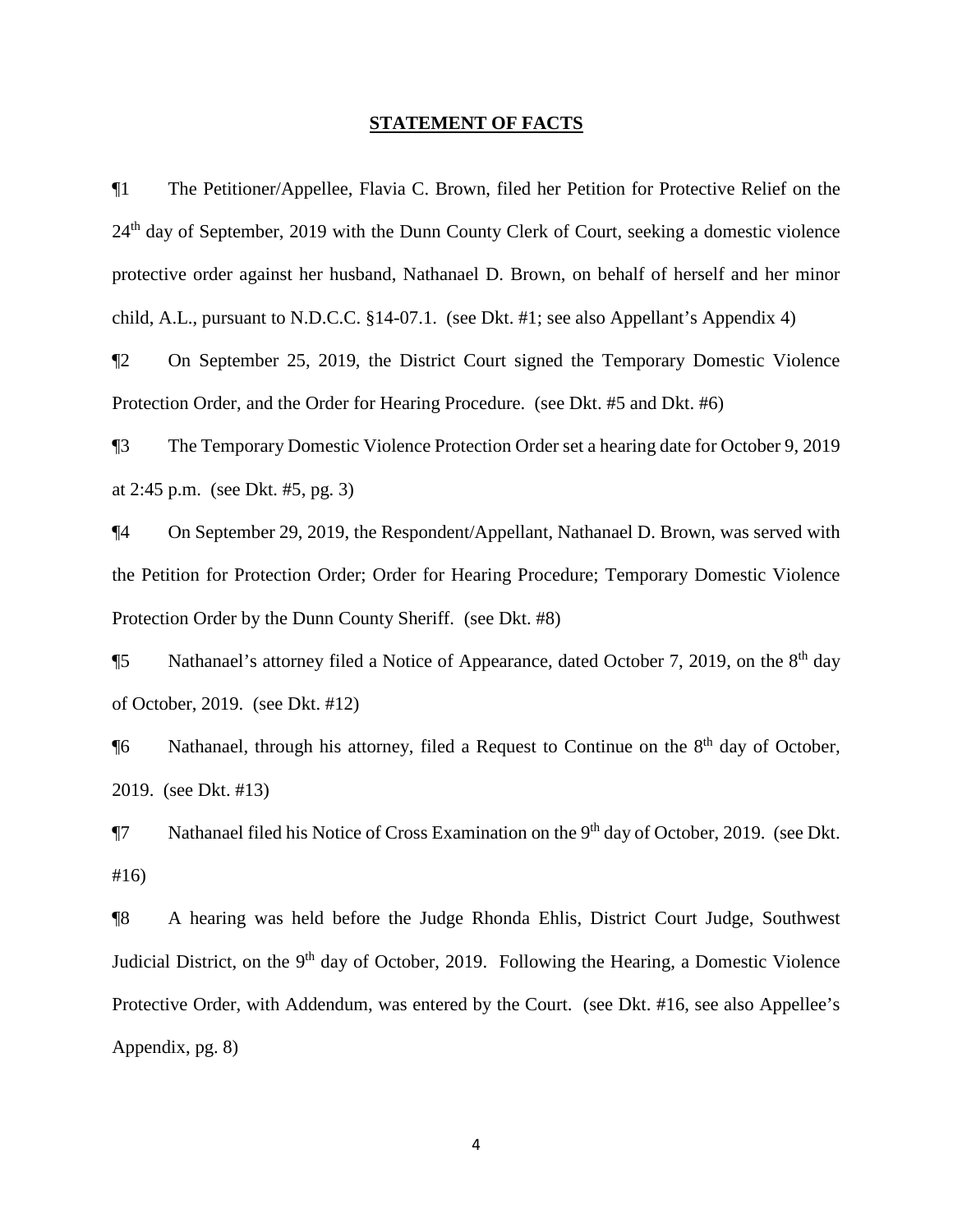## STATEMENT OF FACTS

¶1 The Petitioner/Appellee, Flavia C. Brown, filed her Petition for Protective Relief on the 24th day of September, 2019 with the Dunn County Clerk of Court, seeking a domestic violence protective order against her husband, Nathanael D. Brown, on behalf of herself and her minor child, A.L., pursuant to N.D.C.C. §14-07.1. (see Dkt. #1; see also Appellant's Appendix 4)

¶2 On September 25, 2019, the District Court signed the Temporary Domestic Violence Protection Order, and the Order for Hearing Procedure. (see Dkt. #5 and Dkt. #6)

¶3 The Temporary Domestic Violence Protection Order set a hearing date for October 9, 2019 at 2:45 p.m. (see Dkt. #5, pg. 3)

¶4 On September 29, 2019, the Respondent/Appellant, Nathanael D. Brown, was served with the Petition for Protection Order; Order for Hearing Procedure; Temporary Domestic Violence Protection Order by the Dunn County Sheriff. (see Dkt. #8)

¶5 Nathanael's attorney filed a Notice of Appearance, dated October 7, 2019, on the 8th day of October, 2019. (see Dkt. #12)

¶6 Nathanael, through his attorney, filed a Request to Continue on the 8th day of October, 2019. (see Dkt. #13)

¶7 Nathanael filed his Notice of Cross Examination on the 9th day of October, 2019. (see Dkt. #16)

¶8 A hearing was held before the Judge Rhonda Ehlis, District Court Judge, Southwest Judicial District, on the 9th day of October, 2019. Following the Hearing, a Domestic Violence Protective Order, with Addendum, was entered by the Court. (see Dkt. #16, see also Appellee's Appendix, pg. 8)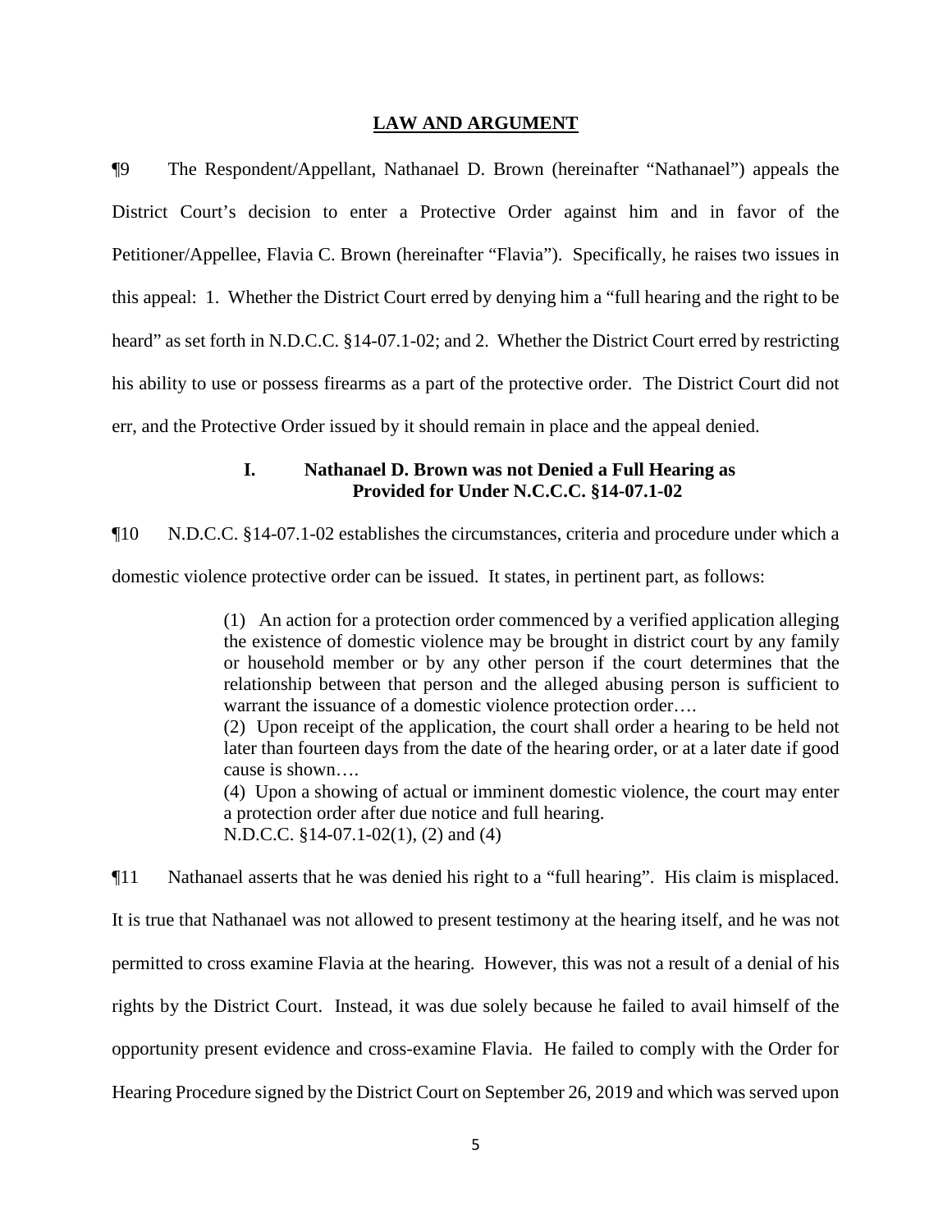## LAW AND ARGUMENT

¶9 The Respondent/Appellant, Nathanael D. Brown (hereinafter "Nathanael") appeals the District Court's decision to enter a Protective Order against him and in favor of the Petitioner/Appellee, Flavia C. Brown (hereinafter "Flavia"). Specifically, he raises two issues in this appeal: 1. Whether the District Court erred by denying him a "full hearing and the right to be heard" as set forth in N.D.C.C. §14-07.1-02; and 2. Whether the District Court erred by restricting his ability to use or possess firearms as a part of the protective order. The District Court did not err, and the Protective Order issued by it should remain in place and the appeal denied.

### I. Nathanael D. Brown was not Denied a Full Hearing as Provided for Under N.C.C.C. §14-07.1-02

¶10 N.D.C.C. §14-07.1-02 establishes the circumstances, criteria and procedure under which a domestic violence protective order can be issued. It states, in pertinent part, as follows:

> (1) An action for a protection order commenced by a verified application alleging the existence of domestic violence may be brought in district court by any family or household member or by any other person if the court determines that the relationship between that person and the alleged abusing person is sufficient to warrant the issuance of a domestic violence protection order….
>
> (2) Upon receipt of the application, the court shall order a hearing to be held not later than fourteen days from the date of the hearing order, or at a later date if good cause is shown….
>
> (4) Upon a showing of actual or imminent domestic violence, the court may enter a protection order after due notice and full hearing.
>
> N.D.C.C. §14-07.1-02(1), (2) and (4)

¶11 Nathanael asserts that he was denied his right to a "full hearing". His claim is misplaced. It is true that Nathanael was not allowed to present testimony at the hearing itself, and he was not permitted to cross examine Flavia at the hearing. However, this was not a result of a denial of his rights by the District Court. Instead, it was due solely because he failed to avail himself of the opportunity present evidence and cross-examine Flavia. He failed to comply with the Order for Hearing Procedure signed by the District Court on September 26, 2019 and which was served upon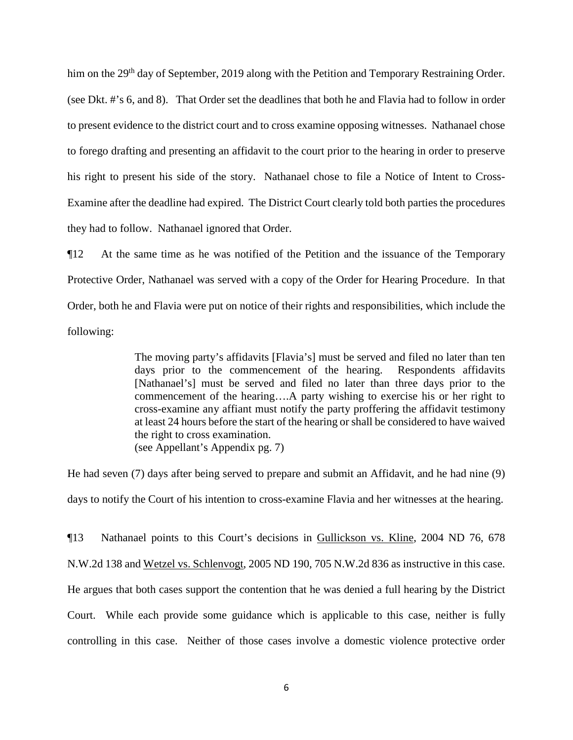him on the 29th day of September, 2019 along with the Petition and Temporary Restraining Order. (see Dkt. #'s 6, and 8). That Order set the deadlines that both he and Flavia had to follow in order to present evidence to the district court and to cross examine opposing witnesses. Nathanael chose to forego drafting and presenting an affidavit to the court prior to the hearing in order to preserve his right to present his side of the story. Nathanael chose to file a Notice of Intent to Cross-Examine after the deadline had expired. The District Court clearly told both parties the procedures they had to follow. Nathanael ignored that Order.

¶12 At the same time as he was notified of the Petition and the issuance of the Temporary Protective Order, Nathanael was served with a copy of the Order for Hearing Procedure. In that Order, both he and Flavia were put on notice of their rights and responsibilities, which include the following:

> The moving party's affidavits [Flavia's] must be served and filed no later than ten days prior to the commencement of the hearing. Respondents affidavits [Nathanael's] must be served and filed no later than three days prior to the commencement of the hearing….A party wishing to exercise his or her right to cross-examine any affiant must notify the party proffering the affidavit testimony at least 24 hours before the start of the hearing or shall be considered to have waived the right to cross examination.
> (see Appellant's Appendix pg. 7)

He had seven (7) days after being served to prepare and submit an Affidavit, and he had nine (9) days to notify the Court of his intention to cross-examine Flavia and her witnesses at the hearing.

¶13 Nathanael points to this Court's decisions in Gullickson vs. Kline, 2004 ND 76, 678 N.W.2d 138 and Wetzel vs. Schlenvogt, 2005 ND 190, 705 N.W.2d 836 as instructive in this case. He argues that both cases support the contention that he was denied a full hearing by the District Court. While each provide some guidance which is applicable to this case, neither is fully controlling in this case. Neither of those cases involve a domestic violence protective order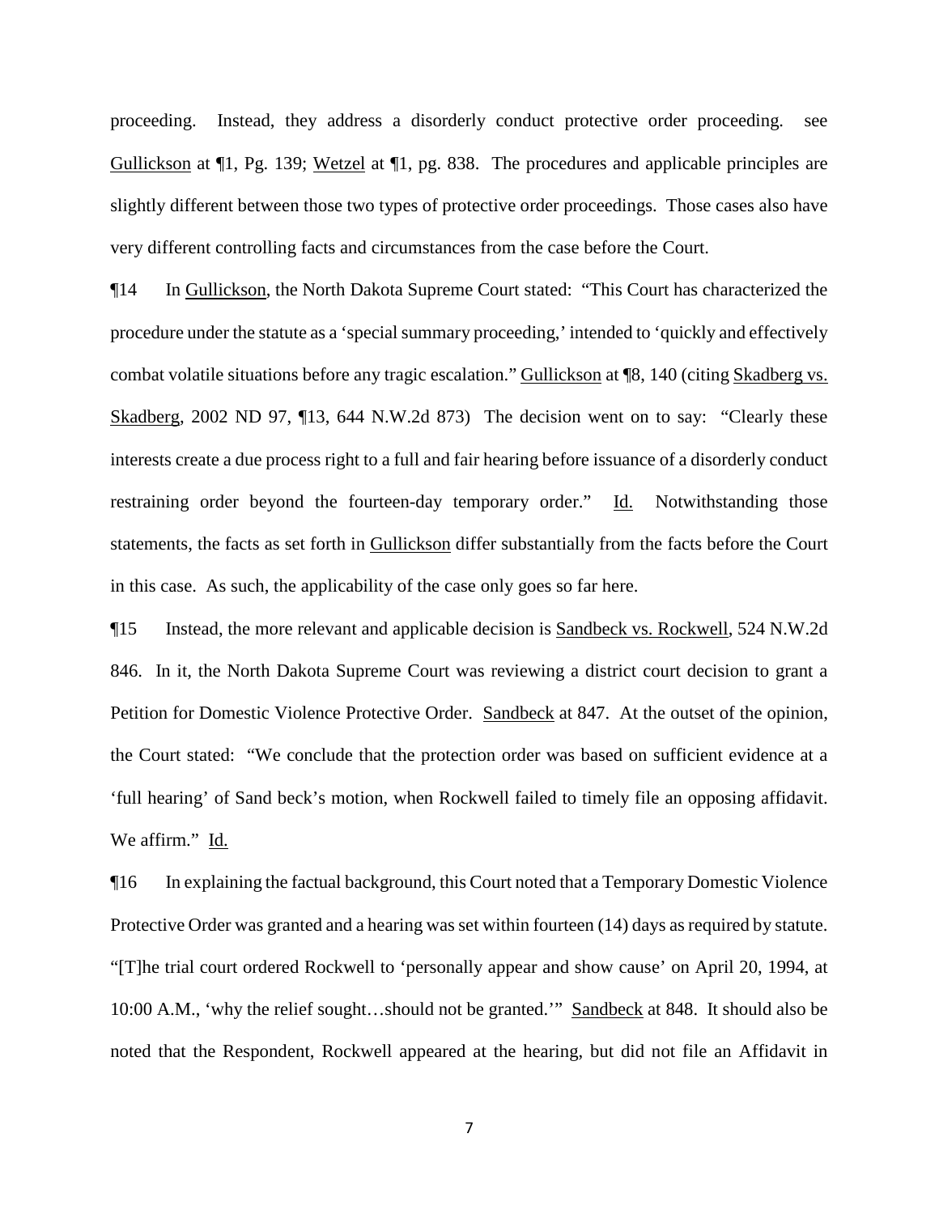proceeding. Instead, they address a disorderly conduct protective order proceeding. see Gullickson at ¶1, Pg. 139; Wetzel at ¶1, pg. 838. The procedures and applicable principles are slightly different between those two types of protective order proceedings. Those cases also have very different controlling facts and circumstances from the case before the Court.

¶14 In Gullickson, the North Dakota Supreme Court stated: "This Court has characterized the procedure under the statute as a 'special summary proceeding,' intended to 'quickly and effectively combat volatile situations before any tragic escalation." Gullickson at ¶8, 140 (citing Skadberg vs. Skadberg, 2002 ND 97, ¶13, 644 N.W.2d 873) The decision went on to say: "Clearly these interests create a due process right to a full and fair hearing before issuance of a disorderly conduct restraining order beyond the fourteen-day temporary order." Id. Notwithstanding those statements, the facts as set forth in Gullickson differ substantially from the facts before the Court in this case. As such, the applicability of the case only goes so far here.

¶15 Instead, the more relevant and applicable decision is Sandbeck vs. Rockwell, 524 N.W.2d 846. In it, the North Dakota Supreme Court was reviewing a district court decision to grant a Petition for Domestic Violence Protective Order. Sandbeck at 847. At the outset of the opinion, the Court stated: "We conclude that the protection order was based on sufficient evidence at a 'full hearing' of Sand beck's motion, when Rockwell failed to timely file an opposing affidavit. We affirm." Id.

¶16 In explaining the factual background, this Court noted that a Temporary Domestic Violence Protective Order was granted and a hearing was set within fourteen (14) days as required by statute. "[T]he trial court ordered Rockwell to 'personally appear and show cause' on April 20, 1994, at 10:00 A.M., 'why the relief sought…should not be granted.'" Sandbeck at 848. It should also be noted that the Respondent, Rockwell appeared at the hearing, but did not file an Affidavit in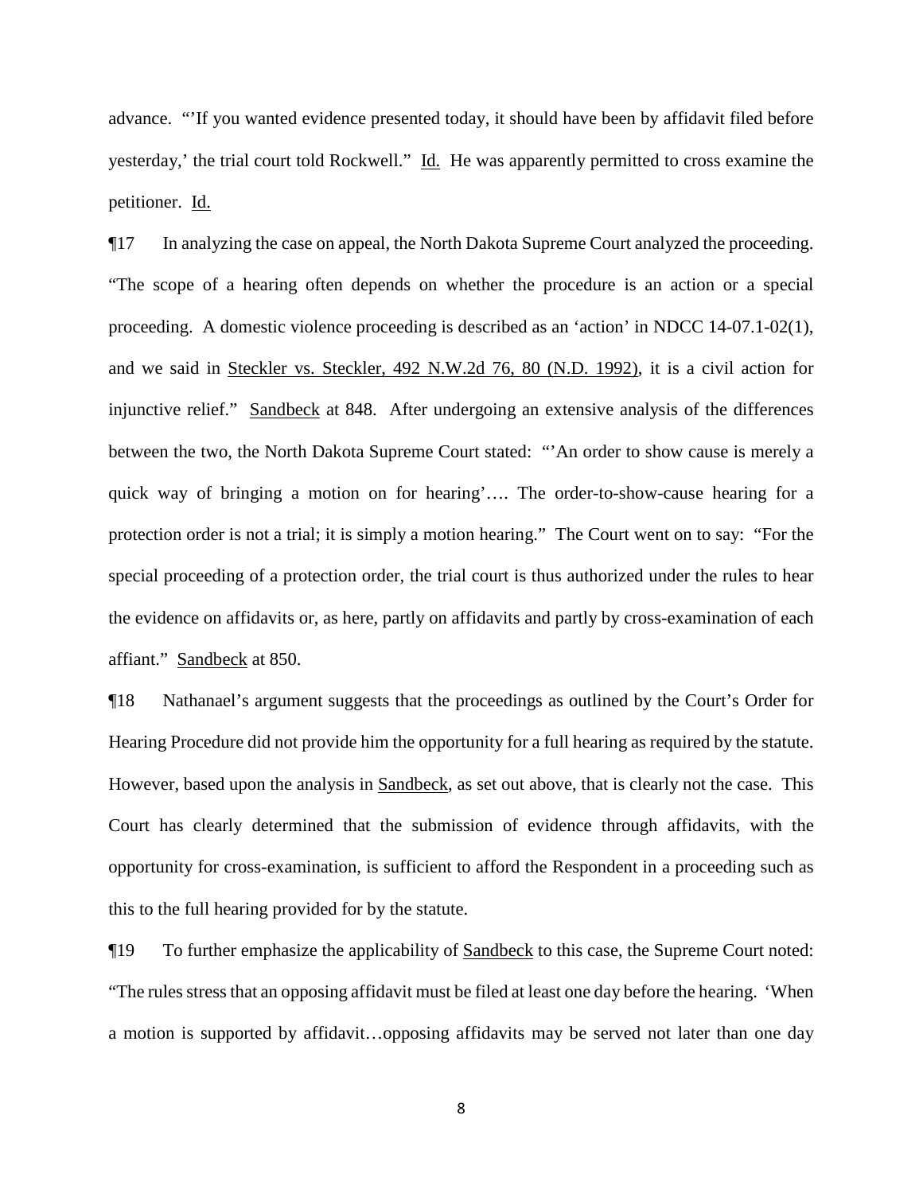advance. "'If you wanted evidence presented today, it should have been by affidavit filed before yesterday,' the trial court told Rockwell." Id. He was apparently permitted to cross examine the petitioner. Id.

¶17 In analyzing the case on appeal, the North Dakota Supreme Court analyzed the proceeding. "The scope of a hearing often depends on whether the procedure is an action or a special proceeding. A domestic violence proceeding is described as an 'action' in NDCC 14-07.1-02(1), and we said in Steckler vs. Steckler, 492 N.W.2d 76, 80 (N.D. 1992), it is a civil action for injunctive relief." Sandbeck at 848. After undergoing an extensive analysis of the differences between the two, the North Dakota Supreme Court stated: "'An order to show cause is merely a quick way of bringing a motion on for hearing'…. The order-to-show-cause hearing for a protection order is not a trial; it is simply a motion hearing." The Court went on to say: "For the special proceeding of a protection order, the trial court is thus authorized under the rules to hear the evidence on affidavits or, as here, partly on affidavits and partly by cross-examination of each affiant." Sandbeck at 850.

¶18 Nathanael's argument suggests that the proceedings as outlined by the Court's Order for Hearing Procedure did not provide him the opportunity for a full hearing as required by the statute. However, based upon the analysis in Sandbeck, as set out above, that is clearly not the case. This Court has clearly determined that the submission of evidence through affidavits, with the opportunity for cross-examination, is sufficient to afford the Respondent in a proceeding such as this to the full hearing provided for by the statute.

¶19 To further emphasize the applicability of Sandbeck to this case, the Supreme Court noted: "The rules stress that an opposing affidavit must be filed at least one day before the hearing. 'When a motion is supported by affidavit…opposing affidavits may be served not later than one day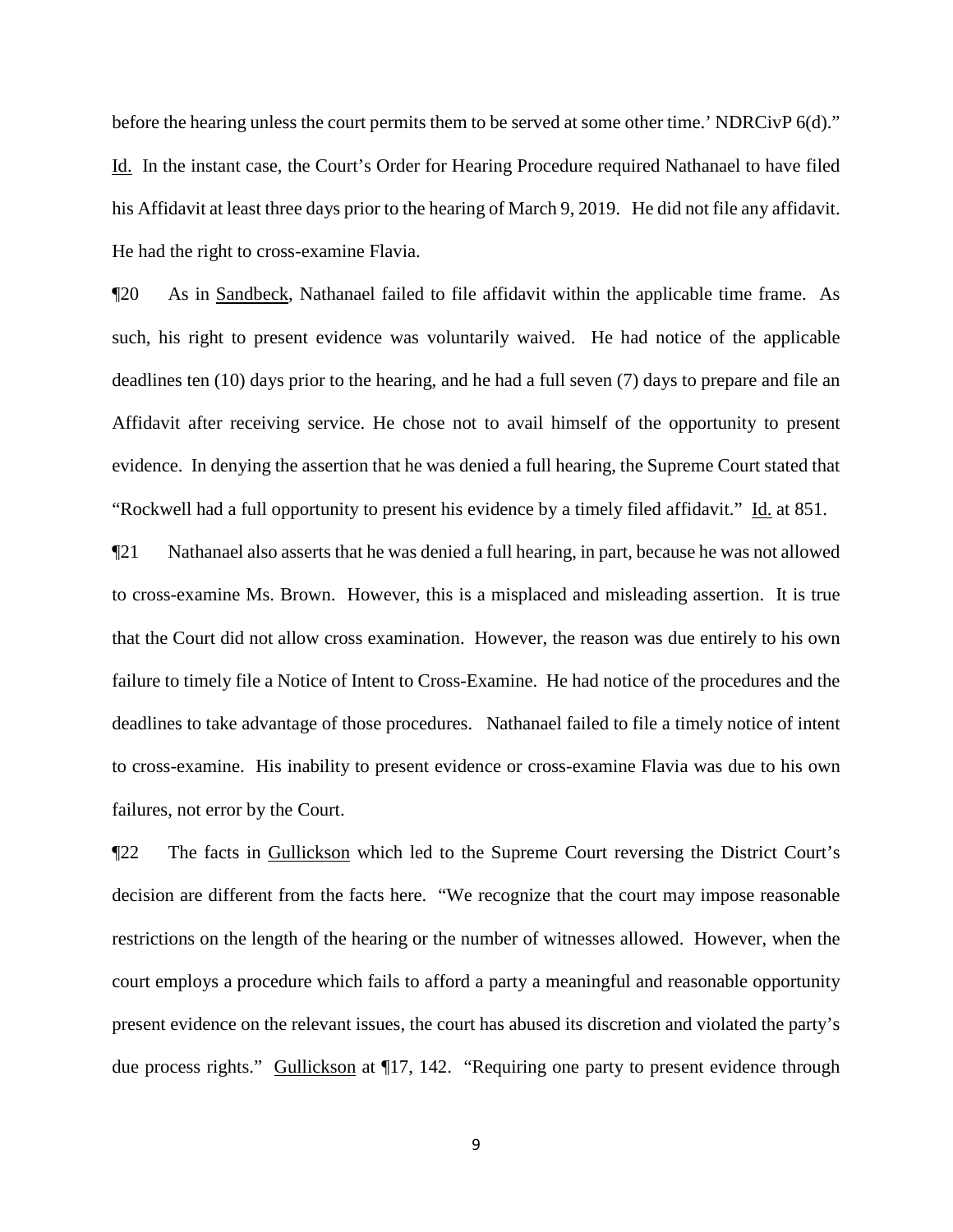before the hearing unless the court permits them to be served at some other time.' NDRCivP 6(d)." Id. In the instant case, the Court's Order for Hearing Procedure required Nathanael to have filed his Affidavit at least three days prior to the hearing of March 9, 2019. He did not file any affidavit. He had the right to cross-examine Flavia.

¶20 As in Sandbeck, Nathanael failed to file affidavit within the applicable time frame. As such, his right to present evidence was voluntarily waived. He had notice of the applicable deadlines ten (10) days prior to the hearing, and he had a full seven (7) days to prepare and file an Affidavit after receiving service. He chose not to avail himself of the opportunity to present evidence. In denying the assertion that he was denied a full hearing, the Supreme Court stated that "Rockwell had a full opportunity to present his evidence by a timely filed affidavit." Id. at 851.

¶21 Nathanael also asserts that he was denied a full hearing, in part, because he was not allowed to cross-examine Ms. Brown. However, this is a misplaced and misleading assertion. It is true that the Court did not allow cross examination. However, the reason was due entirely to his own failure to timely file a Notice of Intent to Cross-Examine. He had notice of the procedures and the deadlines to take advantage of those procedures. Nathanael failed to file a timely notice of intent to cross-examine. His inability to present evidence or cross-examine Flavia was due to his own failures, not error by the Court.

¶22 The facts in Gullickson which led to the Supreme Court reversing the District Court's decision are different from the facts here. "We recognize that the court may impose reasonable restrictions on the length of the hearing or the number of witnesses allowed. However, when the court employs a procedure which fails to afford a party a meaningful and reasonable opportunity present evidence on the relevant issues, the court has abused its discretion and violated the party's due process rights." Gullickson at ¶17, 142. "Requiring one party to present evidence through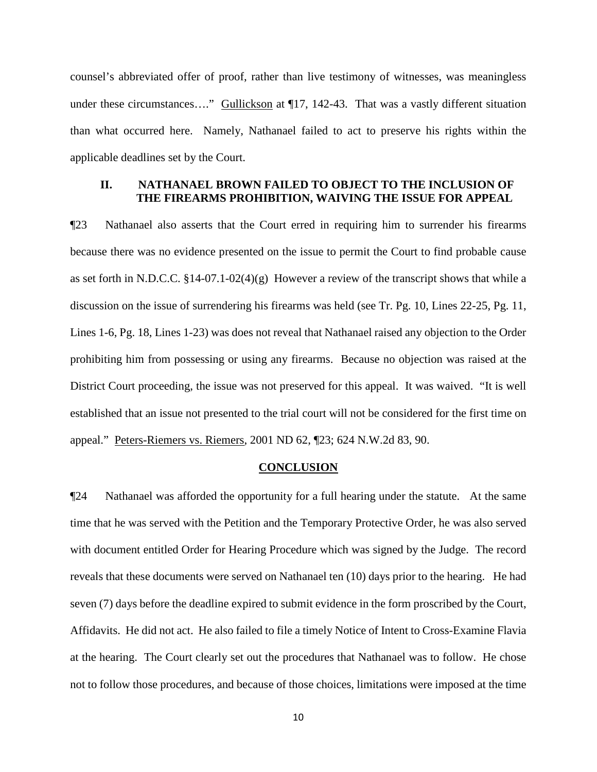counsel's abbreviated offer of proof, rather than live testimony of witnesses, was meaningless under these circumstances…." Gullickson at ¶17, 142-43. That was a vastly different situation than what occurred here. Namely, Nathanael failed to act to preserve his rights within the applicable deadlines set by the Court.

## II. NATHANAEL BROWN FAILED TO OBJECT TO THE INCLUSION OF THE FIREARMS PROHIBITION, WAIVING THE ISSUE FOR APPEAL

¶23 Nathanael also asserts that the Court erred in requiring him to surrender his firearms because there was no evidence presented on the issue to permit the Court to find probable cause as set forth in N.D.C.C. §14-07.1-02(4)(g) However a review of the transcript shows that while a discussion on the issue of surrendering his firearms was held (see Tr. Pg. 10, Lines 22-25, Pg. 11, Lines 1-6, Pg. 18, Lines 1-23) was does not reveal that Nathanael raised any objection to the Order prohibiting him from possessing or using any firearms. Because no objection was raised at the District Court proceeding, the issue was not preserved for this appeal. It was waived. "It is well established that an issue not presented to the trial court will not be considered for the first time on appeal." Peters-Riemers vs. Riemers, 2001 ND 62, ¶23; 624 N.W.2d 83, 90.

## CONCLUSION

¶24 Nathanael was afforded the opportunity for a full hearing under the statute. At the same time that he was served with the Petition and the Temporary Protective Order, he was also served with document entitled Order for Hearing Procedure which was signed by the Judge. The record reveals that these documents were served on Nathanael ten (10) days prior to the hearing. He had seven (7) days before the deadline expired to submit evidence in the form proscribed by the Court, Affidavits. He did not act. He also failed to file a timely Notice of Intent to Cross-Examine Flavia at the hearing. The Court clearly set out the procedures that Nathanael was to follow. He chose not to follow those procedures, and because of those choices, limitations were imposed at the time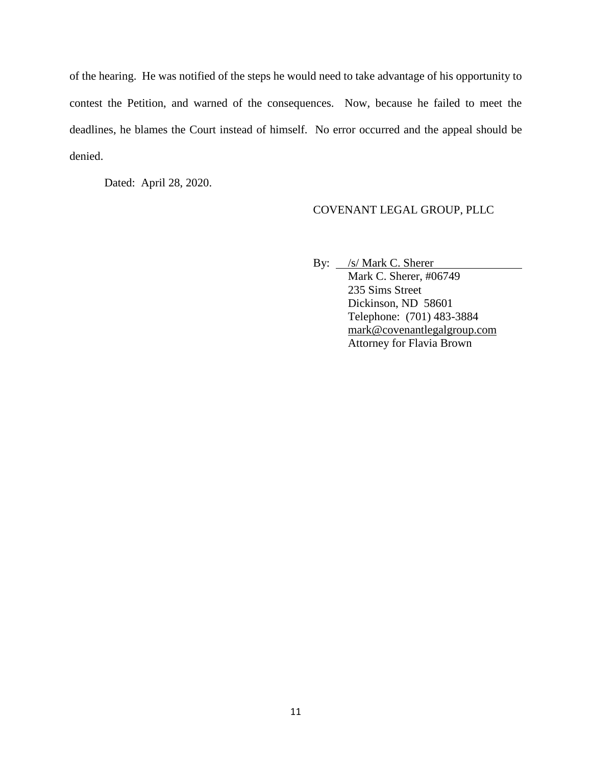of the hearing. He was notified of the steps he would need to take advantage of his opportunity to contest the Petition, and warned of the consequences. Now, because he failed to meet the deadlines, he blames the Court instead of himself. No error occurred and the appeal should be denied.

Dated: April 28, 2020.

COVENANT LEGAL GROUP, PLLC

By: /s/ Mark C. Sherer
Mark C. Sherer, #06749
235 Sims Street
Dickinson, ND 58601
Telephone: (701) 483-3884
mark@covenantlegalgroup.com
Attorney for Flavia Brown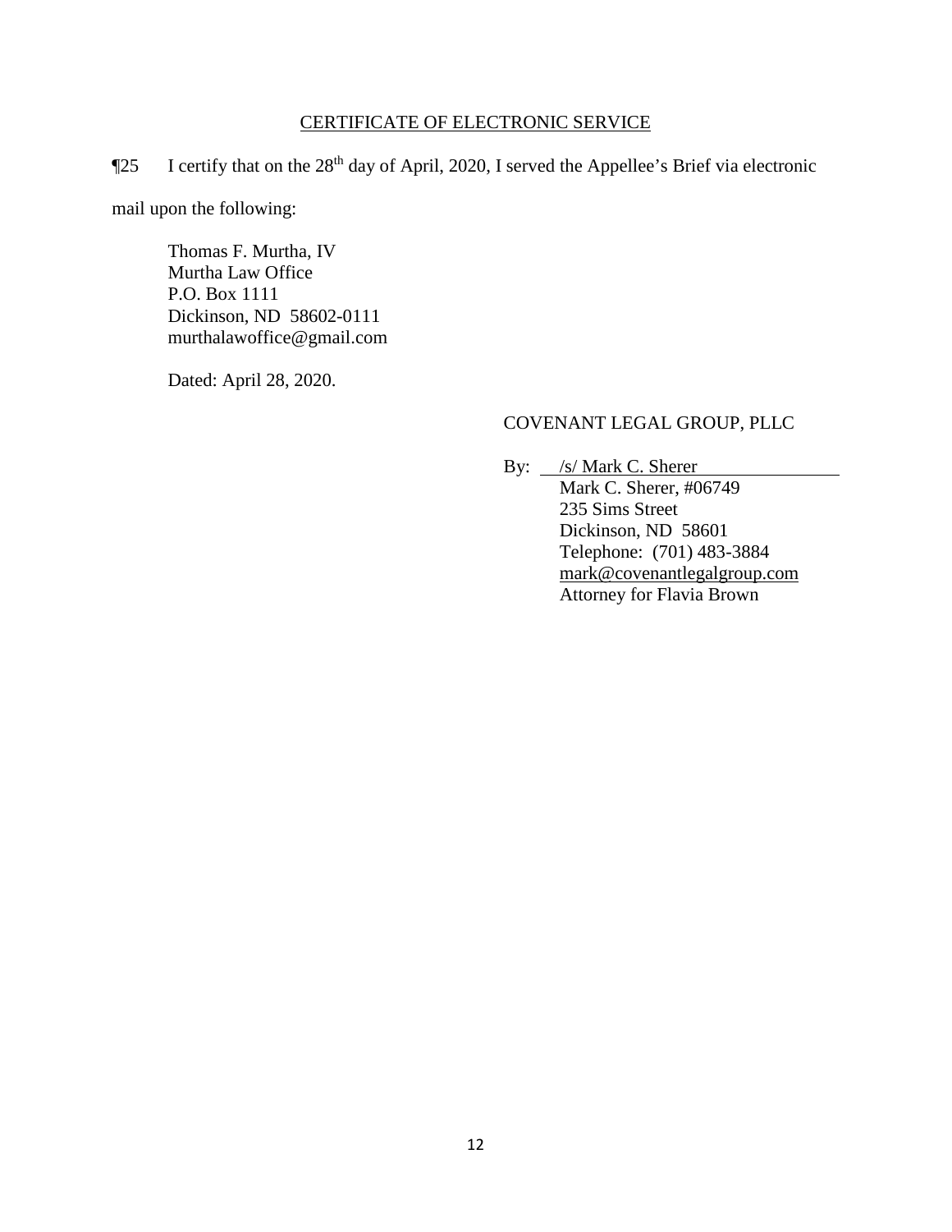## CERTIFICATE OF ELECTRONIC SERVICE

¶25 I certify that on the 28th day of April, 2020, I served the Appellee's Brief via electronic mail upon the following:

Thomas F. Murtha, IV
Murtha Law Office
P.O. Box 1111
Dickinson, ND 58602-0111
murthalawoffice@gmail.com

Dated: April 28, 2020.

COVENANT LEGAL GROUP, PLLC

By: /s/ Mark C. Sherer
Mark C. Sherer, #06749
235 Sims Street
Dickinson, ND 58601
Telephone: (701) 483-3884
mark@covenantlegalgroup.com
Attorney for Flavia Brown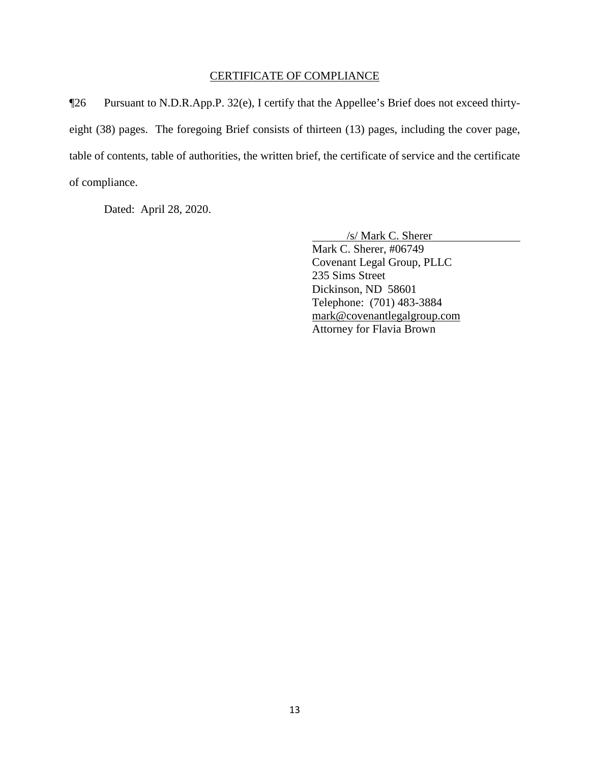## CERTIFICATE OF COMPLIANCE

¶26 Pursuant to N.D.R.App.P. 32(e), I certify that the Appellee's Brief does not exceed thirty-eight (38) pages. The foregoing Brief consists of thirteen (13) pages, including the cover page, table of contents, table of authorities, the written brief, the certificate of service and the certificate of compliance.

Dated: April 28, 2020.

/s/ Mark C. Sherer
Mark C. Sherer, #06749
Covenant Legal Group, PLLC
235 Sims Street
Dickinson, ND 58601
Telephone: (701) 483-3884
mark@covenantlegalgroup.com
Attorney for Flavia Brown